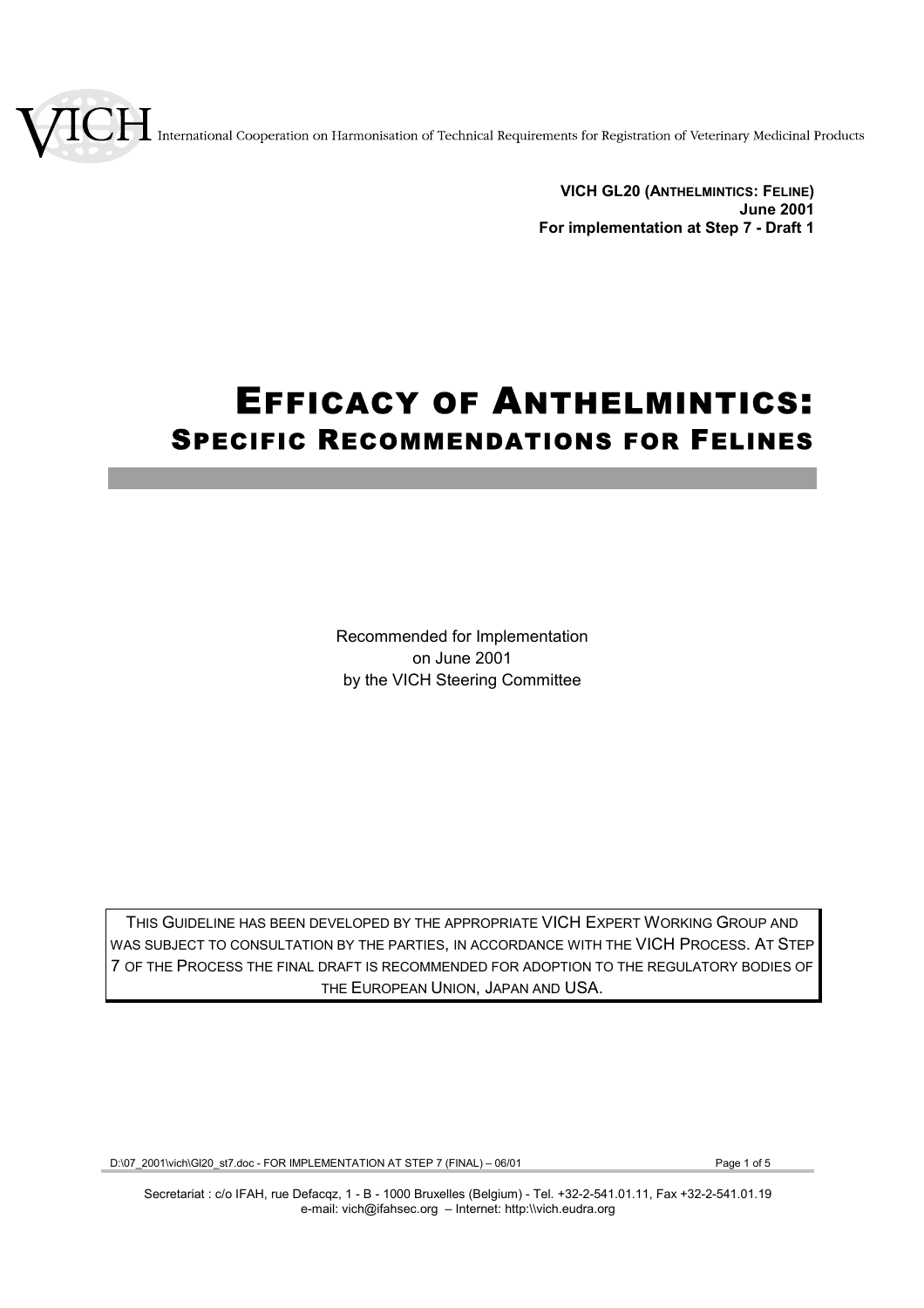VICH International Cooperation on Harmonisation of Technical Requirements for Registration of Veterinary Medicinal Products

**VICH GL20 (ANTHELMINTICS: FELINE)**
**June 2001**
**For implementation at Step 7 - Draft 1**

# EFFICACY OF ANTHELMINTICS: SPECIFIC RECOMMENDATIONS FOR FELINES

Recommended for Implementation
on June 2001
by the VICH Steering Committee

THIS GUIDELINE HAS BEEN DEVELOPED BY THE APPROPRIATE VICH EXPERT WORKING GROUP AND WAS SUBJECT TO CONSULTATION BY THE PARTIES, IN ACCORDANCE WITH THE VICH PROCESS. AT STEP 7 OF THE PROCESS THE FINAL DRAFT IS RECOMMENDED FOR ADOPTION TO THE REGULATORY BODIES OF THE EUROPEAN UNION, JAPAN AND USA.

Secretariat : c/o IFAH, rue Defacqz, 1 - B - 1000 Bruxelles (Belgium) - Tel. +32-2-541.01.11, Fax +32-2-541.01.19
e-mail: vich@ifahsec.org – Internet: http:\\vich.eudra.org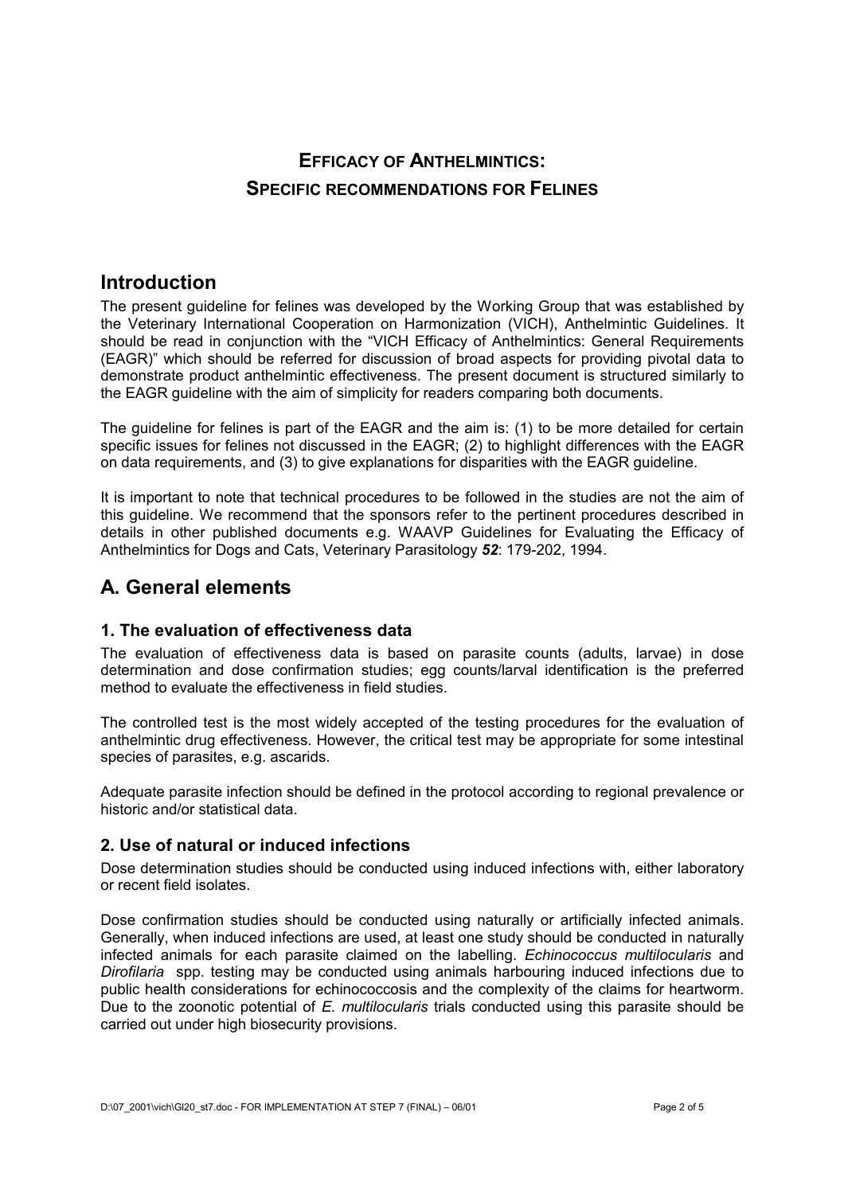# **EFFICACY OF ANTHELMINTICS: SPECIFIC RECOMMENDATIONS FOR FELINES**

## Introduction

The present guideline for felines was developed by the Working Group that was established by the Veterinary International Cooperation on Harmonization (VICH), Anthelmintic Guidelines. It should be read in conjunction with the "VICH Efficacy of Anthelmintics: General Requirements (EAGR)" which should be referred for discussion of broad aspects for providing pivotal data to demonstrate product anthelmintic effectiveness. The present document is structured similarly to the EAGR guideline with the aim of simplicity for readers comparing both documents.

The guideline for felines is part of the EAGR and the aim is: (1) to be more detailed for certain specific issues for felines not discussed in the EAGR; (2) to highlight differences with the EAGR on data requirements, and (3) to give explanations for disparities with the EAGR guideline.

It is important to note that technical procedures to be followed in the studies are not the aim of this guideline. We recommend that the sponsors refer to the pertinent procedures described in details in other published documents e.g. WAAVP Guidelines for Evaluating the Efficacy of Anthelmintics for Dogs and Cats, Veterinary Parasitology ***52***: 179-202, 1994.

## A. General elements

### 1. The evaluation of effectiveness data

The evaluation of effectiveness data is based on parasite counts (adults, larvae) in dose determination and dose confirmation studies; egg counts/larval identification is the preferred method to evaluate the effectiveness in field studies.

The controlled test is the most widely accepted of the testing procedures for the evaluation of anthelmintic drug effectiveness. However, the critical test may be appropriate for some intestinal species of parasites, e.g. ascarids.

Adequate parasite infection should be defined in the protocol according to regional prevalence or historic and/or statistical data.

### 2. Use of natural or induced infections

Dose determination studies should be conducted using induced infections with, either laboratory or recent field isolates.

Dose confirmation studies should be conducted using naturally or artificially infected animals. Generally, when induced infections are used, at least one study should be conducted in naturally infected animals for each parasite claimed on the labelling. *Echinococcus multilocularis* and *Dirofilaria* spp. testing may be conducted using animals harbouring induced infections due to public health considerations for echinococcosis and the complexity of the claims for heartworm. Due to the zoonotic potential of *E. multilocularis* trials conducted using this parasite should be carried out under high biosecurity provisions.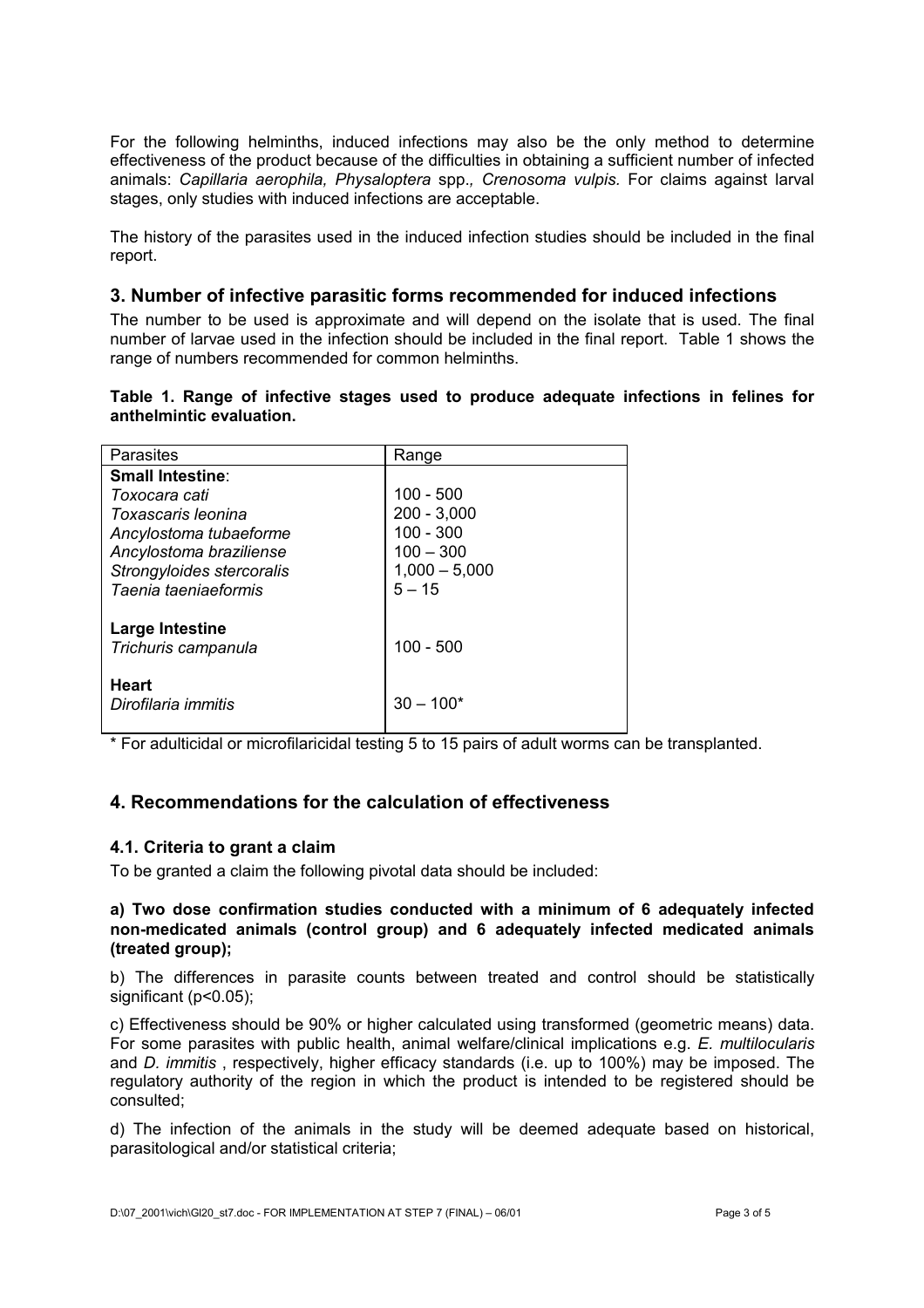For the following helminths, induced infections may also be the only method to determine effectiveness of the product because of the difficulties in obtaining a sufficient number of infected animals: *Capillaria aerophila, Physaloptera* spp*., Crenosoma vulpis.* For claims against larval stages, only studies with induced infections are acceptable.

The history of the parasites used in the induced infection studies should be included in the final report.

## 3. Number of infective parasitic forms recommended for induced infections

The number to be used is approximate and will depend on the isolate that is used. The final number of larvae used in the infection should be included in the final report. Table 1 shows the range of numbers recommended for common helminths.

**Table 1. Range of infective stages used to produce adequate infections in felines for anthelmintic evaluation.**

| Parasites | Range |
|---|---|
| **Small Intestine**: | |
| *Toxocara cati* | 100 - 500 |
| *Toxascaris leonina* | 200 - 3,000 |
| *Ancylostoma tubaeforme* | 100 - 300 |
| *Ancylostoma braziliense* | 100 – 300 |
| *Strongyloides stercoralis* | 1,000 – 5,000 |
| *Taenia taeniaeformis* | 5 – 15 |
| **Large Intestine** | |
| *Trichuris campanula* | 100 - 500 |
| **Heart** | |
| *Dirofilaria immitis* | 30 – 100* |

\* For adulticidal or microfilaricidal testing 5 to 15 pairs of adult worms can be transplanted.

## 4. Recommendations for the calculation of effectiveness

### 4.1. Criteria to grant a claim

To be granted a claim the following pivotal data should be included:

**a) Two dose confirmation studies conducted with a minimum of 6 adequately infected non-medicated animals (control group) and 6 adequately infected medicated animals (treated group);**

b) The differences in parasite counts between treated and control should be statistically significant ($p<0.05$);

c) Effectiveness should be 90% or higher calculated using transformed (geometric means) data. For some parasites with public health, animal welfare/clinical implications e.g. *E. multilocularis* and *D. immitis* , respectively, higher efficacy standards (i.e. up to 100%) may be imposed. The regulatory authority of the region in which the product is intended to be registered should be consulted;

d) The infection of the animals in the study will be deemed adequate based on historical, parasitological and/or statistical criteria;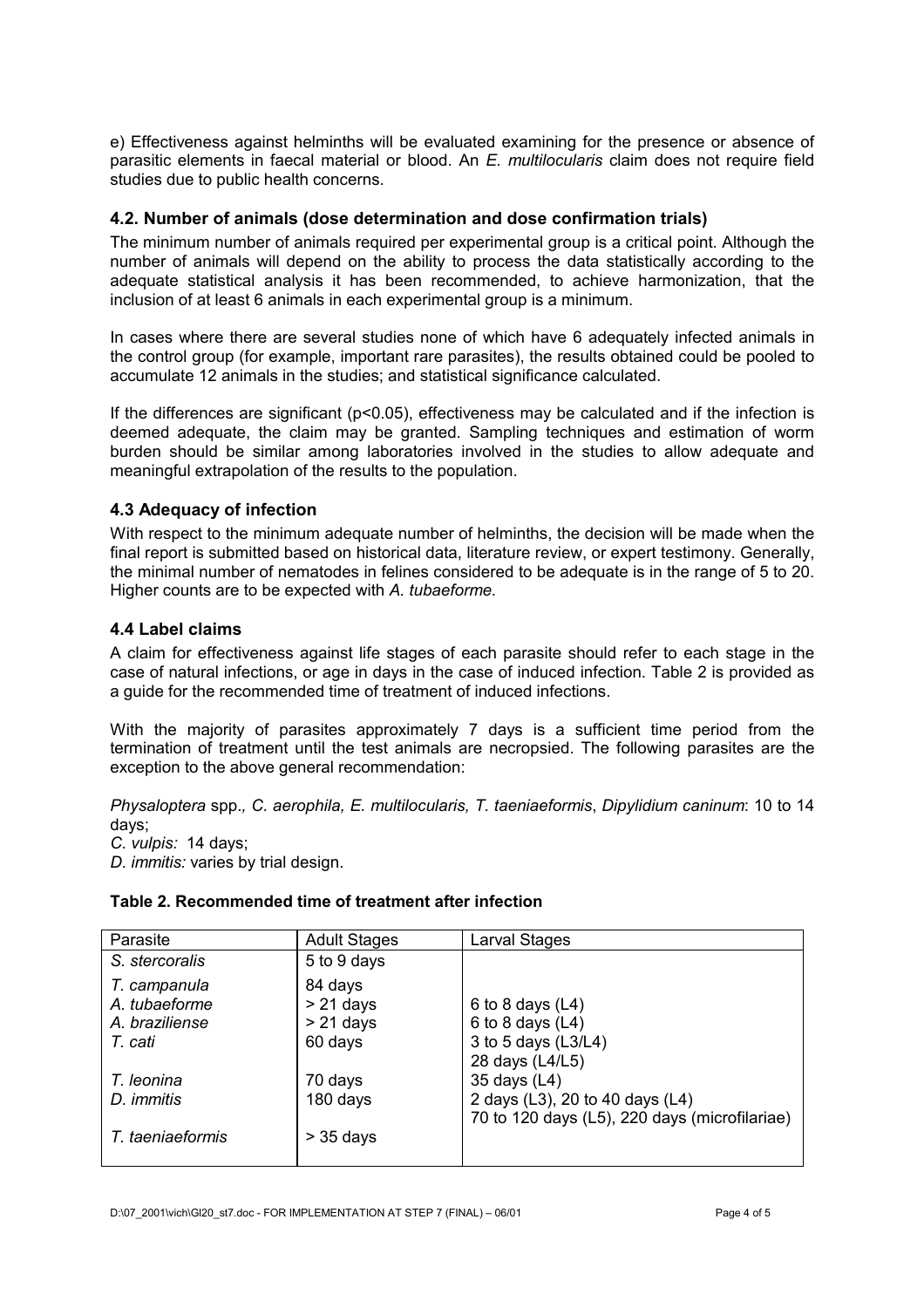e) Effectiveness against helminths will be evaluated examining for the presence or absence of parasitic elements in faecal material or blood. An *E. multilocularis* claim does not require field studies due to public health concerns.

### 4.2. Number of animals (dose determination and dose confirmation trials)

The minimum number of animals required per experimental group is a critical point. Although the number of animals will depend on the ability to process the data statistically according to the adequate statistical analysis it has been recommended, to achieve harmonization, that the inclusion of at least 6 animals in each experimental group is a minimum.

In cases where there are several studies none of which have 6 adequately infected animals in the control group (for example, important rare parasites), the results obtained could be pooled to accumulate 12 animals in the studies; and statistical significance calculated.

If the differences are significant ($p<0.05$), effectiveness may be calculated and if the infection is deemed adequate, the claim may be granted. Sampling techniques and estimation of worm burden should be similar among laboratories involved in the studies to allow adequate and meaningful extrapolation of the results to the population.

### 4.3 Adequacy of infection

With respect to the minimum adequate number of helminths, the decision will be made when the final report is submitted based on historical data, literature review, or expert testimony. Generally, the minimal number of nematodes in felines considered to be adequate is in the range of 5 to 20. Higher counts are to be expected with *A. tubaeforme*.

### 4.4 Label claims

A claim for effectiveness against life stages of each parasite should refer to each stage in the case of natural infections, or age in days in the case of induced infection. Table 2 is provided as a guide for the recommended time of treatment of induced infections.

With the majority of parasites approximately 7 days is a sufficient time period from the termination of treatment until the test animals are necropsied. The following parasites are the exception to the above general recommendation:

*Physaloptera* spp., *C. aerophila, E. multilocularis, T. taeniaeformis*, *Dipylidium caninum*: 10 to 14 days;
*C. vulpis:* 14 days;
*D. immitis:* varies by trial design.

**Table 2. Recommended time of treatment after infection**

| Parasite | Adult Stages | Larval Stages |
|---|---|---|
| *S. stercoralis* | 5 to 9 days | |
| *T. campanula* | 84 days | |
| *A. tubaeforme* | > 21 days | 6 to 8 days (L4) |
| *A. braziliense* | > 21 days | 6 to 8 days (L4) |
| *T. cati* | 60 days | 3 to 5 days (L3/L4)<br>28 days (L4/L5) |
| *T. leonina* | 70 days | 35 days (L4) |
| *D. immitis* | 180 days | 2 days (L3), 20 to 40 days (L4)<br>70 to 120 days (L5), 220 days (microfilariae) |
| *T. taeniaeformis* | > 35 days | |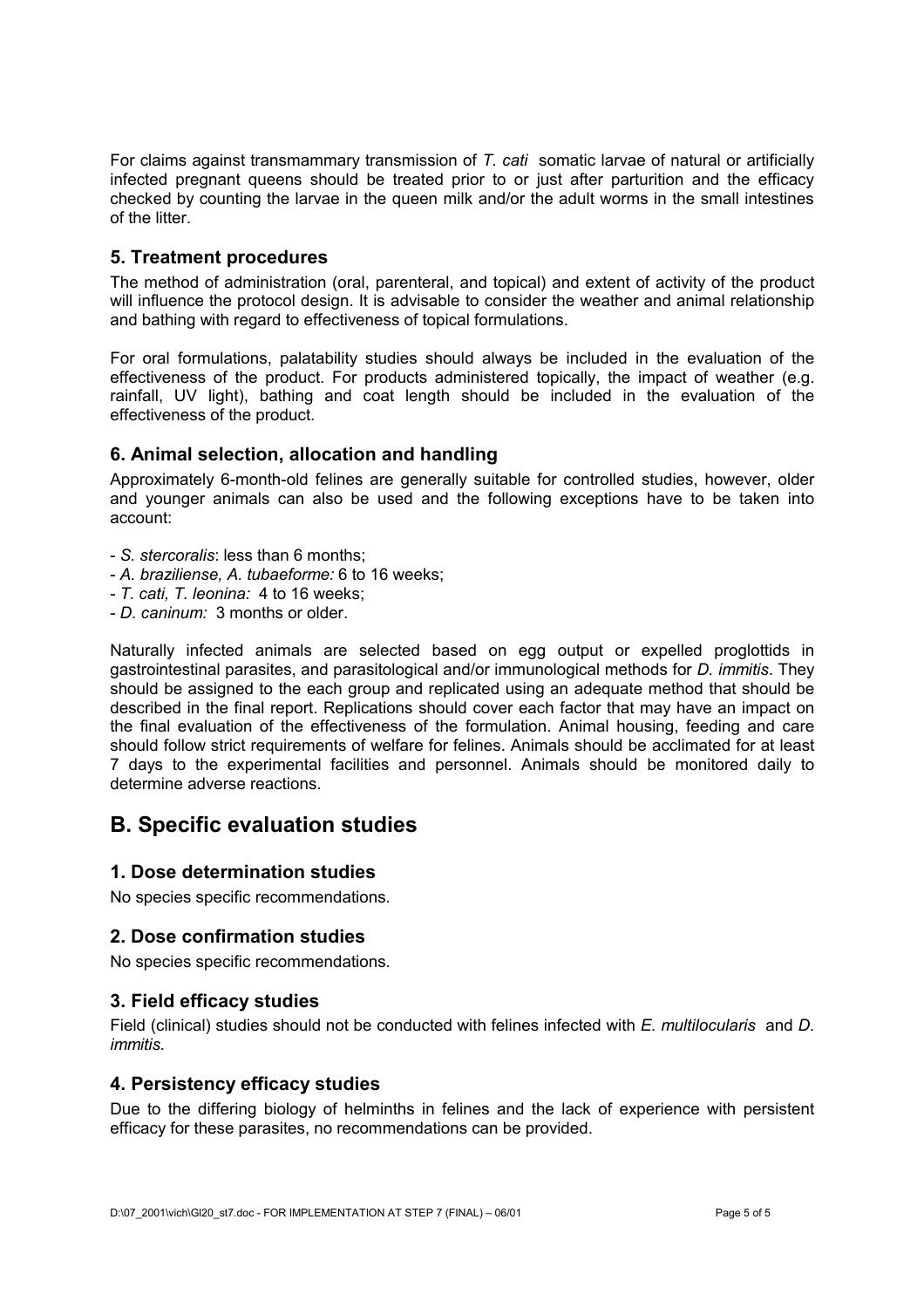For claims against transmammary transmission of *T. cati* somatic larvae of natural or artificially infected pregnant queens should be treated prior to or just after parturition and the efficacy checked by counting the larvae in the queen milk and/or the adult worms in the small intestines of the litter.

### 5. Treatment procedures

The method of administration (oral, parenteral, and topical) and extent of activity of the product will influence the protocol design. It is advisable to consider the weather and animal relationship and bathing with regard to effectiveness of topical formulations.

For oral formulations, palatability studies should always be included in the evaluation of the effectiveness of the product. For products administered topically, the impact of weather (e.g. rainfall, UV light), bathing and coat length should be included in the evaluation of the effectiveness of the product.

### 6. Animal selection, allocation and handling

Approximately 6-month-old felines are generally suitable for controlled studies, however, older and younger animals can also be used and the following exceptions have to be taken into account:

- *S. stercoralis*: less than 6 months;
- *A. braziliense, A. tubaeforme:* 6 to 16 weeks;
- *T. cati, T. leonina:* 4 to 16 weeks;
- *D. caninum:* 3 months or older.

Naturally infected animals are selected based on egg output or expelled proglottids in gastrointestinal parasites, and parasitological and/or immunological methods for *D. immitis*. They should be assigned to the each group and replicated using an adequate method that should be described in the final report. Replications should cover each factor that may have an impact on the final evaluation of the effectiveness of the formulation. Animal housing, feeding and care should follow strict requirements of welfare for felines. Animals should be acclimated for at least 7 days to the experimental facilities and personnel. Animals should be monitored daily to determine adverse reactions.

## B. Specific evaluation studies

### 1. Dose determination studies

No species specific recommendations.

### 2. Dose confirmation studies

No species specific recommendations.

### 3. Field efficacy studies

Field (clinical) studies should not be conducted with felines infected with *E. multilocularis* and *D. immitis.*

### 4. Persistency efficacy studies

Due to the differing biology of helminths in felines and the lack of experience with persistent efficacy for these parasites, no recommendations can be provided.